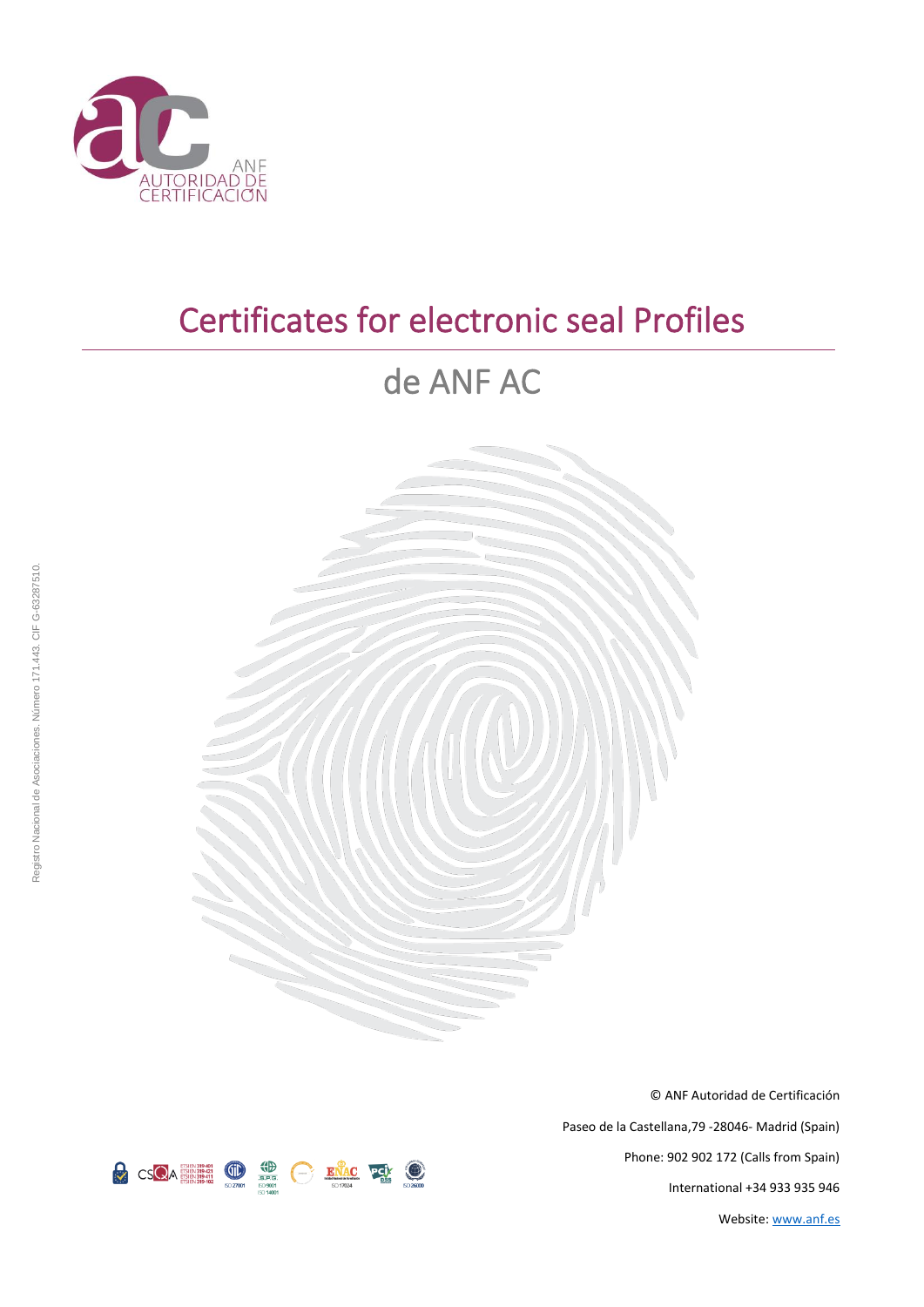ANF
AUTORIDAD DE
CERTIFICACIÓN

# Certificates for electronic seal Profiles

## de ANF AC

Registro Nacional de Asociaciones. Número 171.443. CIF G-63287510.

© ANF Autoridad de Certificación

Paseo de la Castellana,79 -28046- Madrid (Spain)

Phone: 902 902 172 (Calls from Spain)

International +34 933 935 946

Website: www.anf.es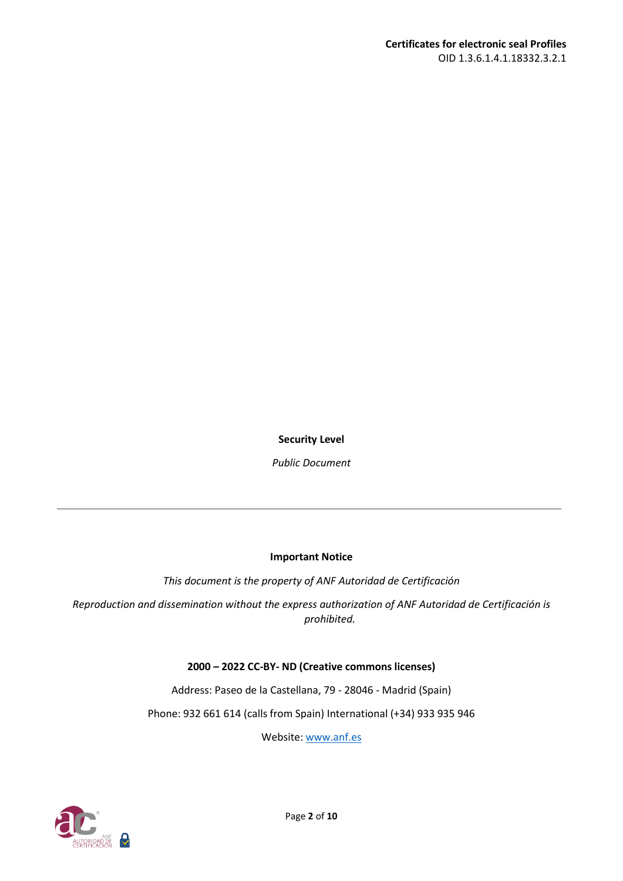**Security Level**

*Public Document*

---

**Important Notice**

*This document is the property of ANF Autoridad de Certificación*

*Reproduction and dissemination without the express authorization of ANF Autoridad de Certificación is prohibited.*

**2000 – 2022 CC-BY- ND (Creative commons licenses)**

Address: Paseo de la Castellana, 79 - 28046 - Madrid (Spain)

Phone: 932 661 614 (calls from Spain) International (+34) 933 935 946

Website: www.anf.es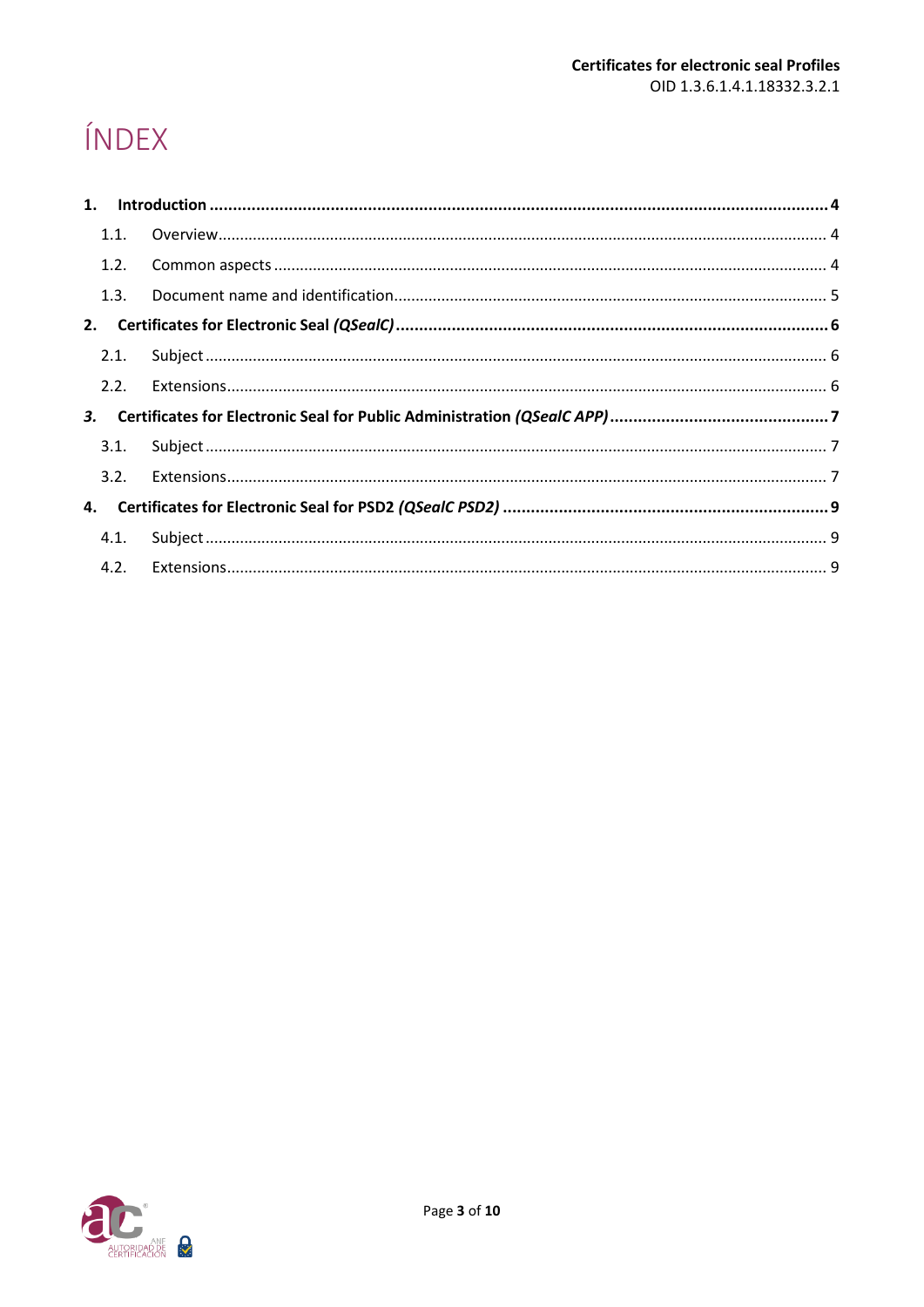# ÍNDEX

**1. Introduction .......... 4**

1.1. Overview .......... 4

1.2. Common aspects .......... 4

1.3. Document name and identification .......... 5

**2. Certificates for Electronic Seal *(QSealC)* .......... 6**

2.1. Subject .......... 6

2.2. Extensions .......... 6

***3.* Certificates for Electronic Seal for Public Administration *(QSealC APP)* .......... 7**

3.1. Subject .......... 7

3.2. Extensions .......... 7

**4. Certificates for Electronic Seal for PSD2 *(QSealC PSD2)* .......... 9**

4.1. Subject .......... 9

4.2. Extensions .......... 9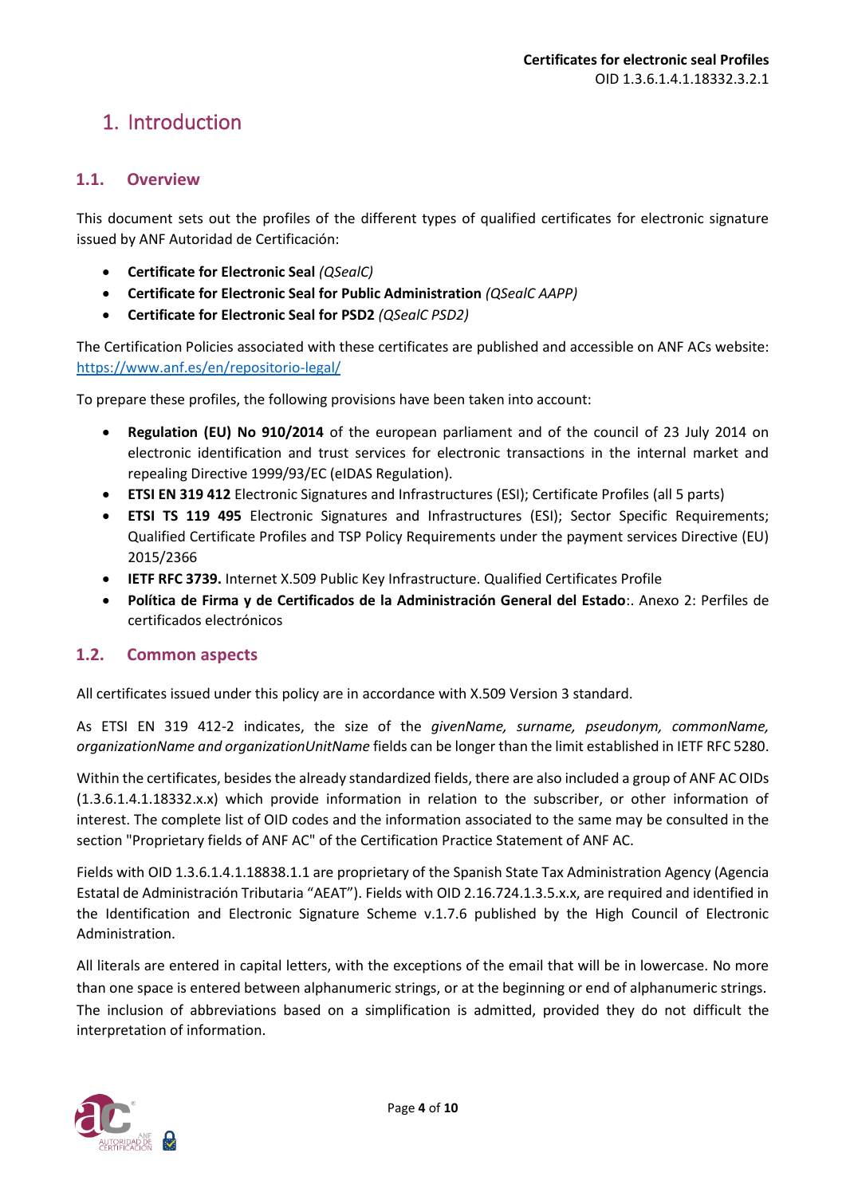# 1. Introduction

## 1.1. Overview

This document sets out the profiles of the different types of qualified certificates for electronic signature issued by ANF Autoridad de Certificación:

- **Certificate for Electronic Seal** *(QSealC)*
- **Certificate for Electronic Seal for Public Administration** *(QSealC AAPP)*
- **Certificate for Electronic Seal for PSD2** *(QSealC PSD2)*

The Certification Policies associated with these certificates are published and accessible on ANF ACs website: https://www.anf.es/en/repositorio-legal/

To prepare these profiles, the following provisions have been taken into account:

- **Regulation (EU) No 910/2014** of the european parliament and of the council of 23 July 2014 on electronic identification and trust services for electronic transactions in the internal market and repealing Directive 1999/93/EC (eIDAS Regulation).
- **ETSI EN 319 412** Electronic Signatures and Infrastructures (ESI); Certificate Profiles (all 5 parts)
- **ETSI TS 119 495** Electronic Signatures and Infrastructures (ESI); Sector Specific Requirements; Qualified Certificate Profiles and TSP Policy Requirements under the payment services Directive (EU) 2015/2366
- **IETF RFC 3739.** Internet X.509 Public Key Infrastructure. Qualified Certificates Profile
- **Política de Firma y de Certificados de la Administración General del Estado**:. Anexo 2: Perfiles de certificados electrónicos

## 1.2. Common aspects

All certificates issued under this policy are in accordance with X.509 Version 3 standard.

As ETSI EN 319 412-2 indicates, the size of the *givenName, surname, pseudonym, commonName, organizationName and organizationUnitName* fields can be longer than the limit established in IETF RFC 5280.

Within the certificates, besides the already standardized fields, there are also included a group of ANF AC OIDs (1.3.6.1.4.1.18332.x.x) which provide information in relation to the subscriber, or other information of interest. The complete list of OID codes and the information associated to the same may be consulted in the section "Proprietary fields of ANF AC" of the Certification Practice Statement of ANF AC.

Fields with OID 1.3.6.1.4.1.18838.1.1 are proprietary of the Spanish State Tax Administration Agency (Agencia Estatal de Administración Tributaria "AEAT"). Fields with OID 2.16.724.1.3.5.x.x, are required and identified in the Identification and Electronic Signature Scheme v.1.7.6 published by the High Council of Electronic Administration.

All literals are entered in capital letters, with the exceptions of the email that will be in lowercase. No more than one space is entered between alphanumeric strings, or at the beginning or end of alphanumeric strings. The inclusion of abbreviations based on a simplification is admitted, provided they do not difficult the interpretation of information.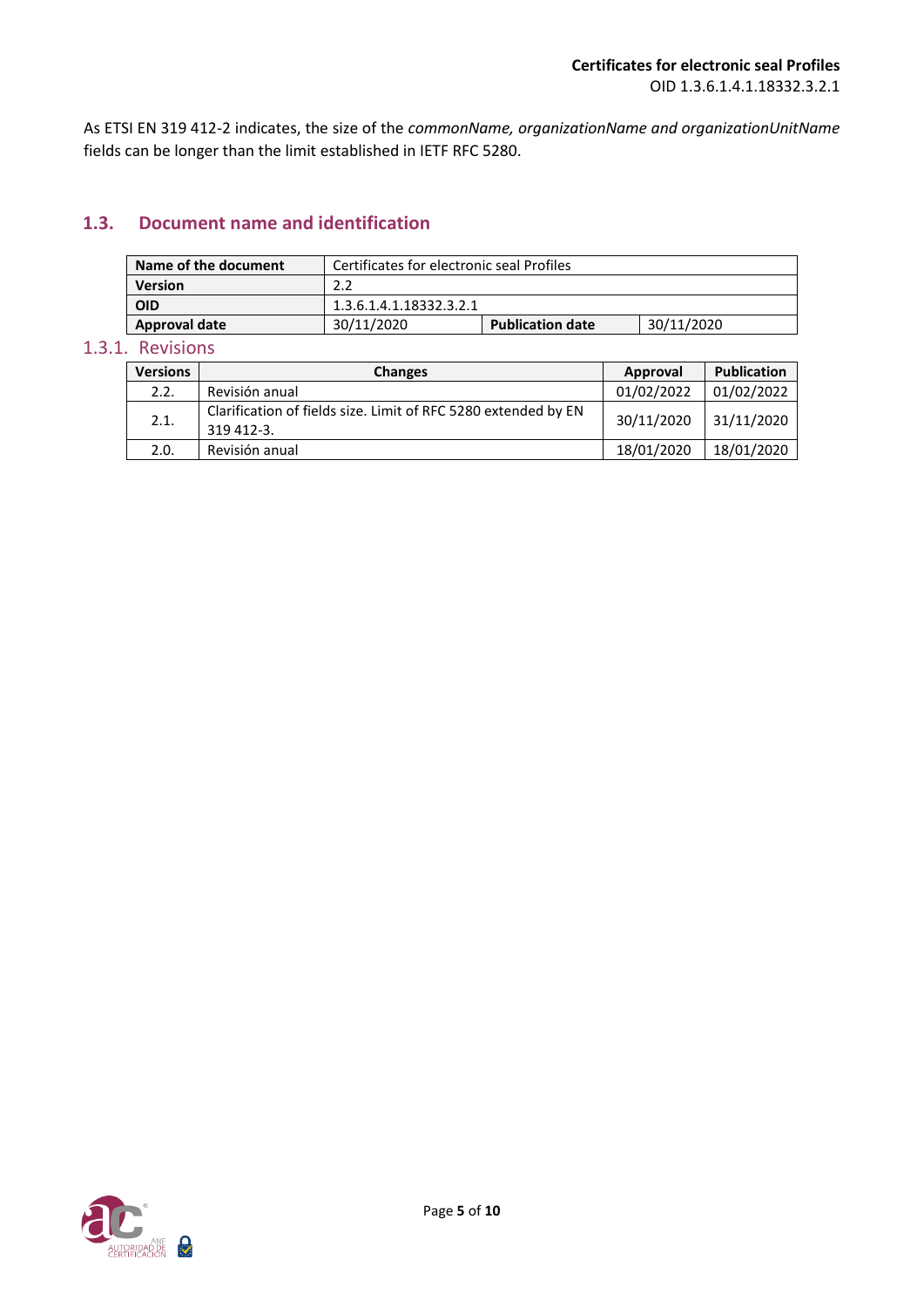As ETSI EN 319 412-2 indicates, the size of the *commonName, organizationName and organizationUnitName* fields can be longer than the limit established in IETF RFC 5280.

## 1.3. Document name and identification

| | | | |
|---|---|---|---|
| **Name of the document** | Certificates for electronic seal Profiles | | |
| **Version** | 2.2 | | |
| **OID** | 1.3.6.1.4.1.18332.3.2.1 | | |
| **Approval date** | 30/11/2020 | **Publication date** | 30/11/2020 |

### 1.3.1. Revisions

| Versions | Changes | Approval | Publication |
|---|---|---|---|
| 2.2. | Revisión anual | 01/02/2022 | 01/02/2022 |
| 2.1. | Clarification of fields size. Limit of RFC 5280 extended by EN 319 412-3. | 30/11/2020 | 31/11/2020 |
| 2.0. | Revisión anual | 18/01/2020 | 18/01/2020 |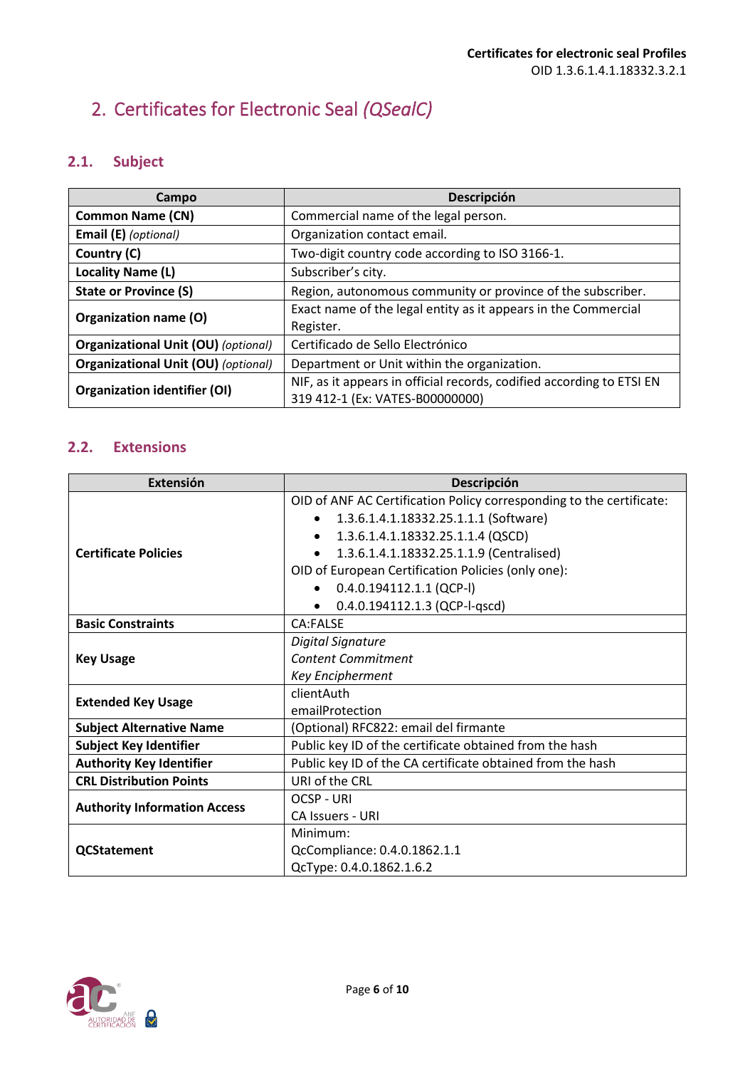# 2. Certificates for Electronic Seal *(QSealC)*

## 2.1. Subject

| Campo | Descripción |
|---|---|
| **Common Name (CN)** | Commercial name of the legal person. |
| **Email (E)** *(optional)* | Organization contact email. |
| **Country (C)** | Two-digit country code according to ISO 3166-1. |
| **Locality Name (L)** | Subscriber's city. |
| **State or Province (S)** | Region, autonomous community or province of the subscriber. |
| **Organization name (O)** | Exact name of the legal entity as it appears in the Commercial Register. |
| **Organizational Unit (OU)** *(optional)* | Certificado de Sello Electrónico |
| **Organizational Unit (OU)** *(optional)* | Department or Unit within the organization. |
| **Organization identifier (OI)** | NIF, as it appears in official records, codified according to ETSI EN 319 412-1 (Ex: VATES-B00000000) |

## 2.2. Extensions

| Extensión | Descripción |
|---|---|
| **Certificate Policies** | OID of ANF AC Certification Policy corresponding to the certificate:<br>• 1.3.6.1.4.1.18332.25.1.1.1 (Software)<br>• 1.3.6.1.4.1.18332.25.1.1.4 (QSCD)<br>• 1.3.6.1.4.1.18332.25.1.1.9 (Centralised)<br>OID of European Certification Policies (only one):<br>• 0.4.0.194112.1.1 (QCP-l)<br>• 0.4.0.194112.1.3 (QCP-l-qscd) |
| **Basic Constraints** | CA:FALSE |
| **Key Usage** | *Digital Signature*<br>*Content Commitment*<br>*Key Encipherment* |
| **Extended Key Usage** | clientAuth<br>emailProtection |
| **Subject Alternative Name** | (Optional) RFC822: email del firmante |
| **Subject Key Identifier** | Public key ID of the certificate obtained from the hash |
| **Authority Key Identifier** | Public key ID of the CA certificate obtained from the hash |
| **CRL Distribution Points** | URI of the CRL |
| **Authority Information Access** | OCSP - URI<br>CA Issuers - URI |
| **QCStatement** | Minimum:<br>QcCompliance: 0.4.0.1862.1.1<br>QcType: 0.4.0.1862.1.6.2 |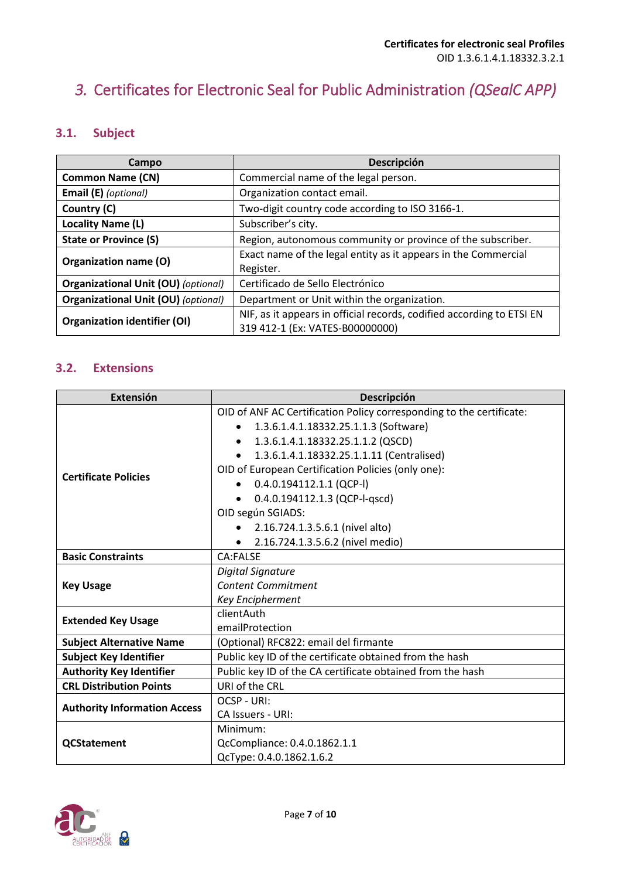# 3. Certificates for Electronic Seal for Public Administration *(QSealC APP)*

## 3.1. Subject

| Campo | Descripción |
|---|---|
| **Common Name (CN)** | Commercial name of the legal person. |
| **Email (E)** *(optional)* | Organization contact email. |
| **Country (C)** | Two-digit country code according to ISO 3166-1. |
| **Locality Name (L)** | Subscriber's city. |
| **State or Province (S)** | Region, autonomous community or province of the subscriber. |
| **Organization name (O)** | Exact name of the legal entity as it appears in the Commercial Register. |
| **Organizational Unit (OU)** *(optional)* | Certificado de Sello Electrónico |
| **Organizational Unit (OU)** *(optional)* | Department or Unit within the organization. |
| **Organization identifier (OI)** | NIF, as it appears in official records, codified according to ETSI EN 319 412-1 (Ex: VATES-B00000000) |

## 3.2. Extensions

| Extensión | Descripción |
|---|---|
| **Certificate Policies** | OID of ANF AC Certification Policy corresponding to the certificate:<br>• 1.3.6.1.4.1.18332.25.1.1.3 (Software)<br>• 1.3.6.1.4.1.18332.25.1.1.2 (QSCD)<br>• 1.3.6.1.4.1.18332.25.1.1.11 (Centralised)<br>OID of European Certification Policies (only one):<br>• 0.4.0.194112.1.1 (QCP-l)<br>• 0.4.0.194112.1.3 (QCP-l-qscd)<br>OID según SGIADS:<br>• 2.16.724.1.3.5.6.1 (nivel alto)<br>• 2.16.724.1.3.5.6.2 (nivel medio) |
| **Basic Constraints** | CA:FALSE |
| **Key Usage** | *Digital Signature*<br>*Content Commitment*<br>*Key Encipherment* |
| **Extended Key Usage** | clientAuth<br>emailProtection |
| **Subject Alternative Name** | (Optional) RFC822: email del firmante |
| **Subject Key Identifier** | Public key ID of the certificate obtained from the hash |
| **Authority Key Identifier** | Public key ID of the CA certificate obtained from the hash |
| **CRL Distribution Points** | URI of the CRL |
| **Authority Information Access** | OCSP - URI:<br>CA Issuers - URI: |
| **QCStatement** | Minimum:<br>QcCompliance: 0.4.0.1862.1.1<br>QcType: 0.4.0.1862.1.6.2 |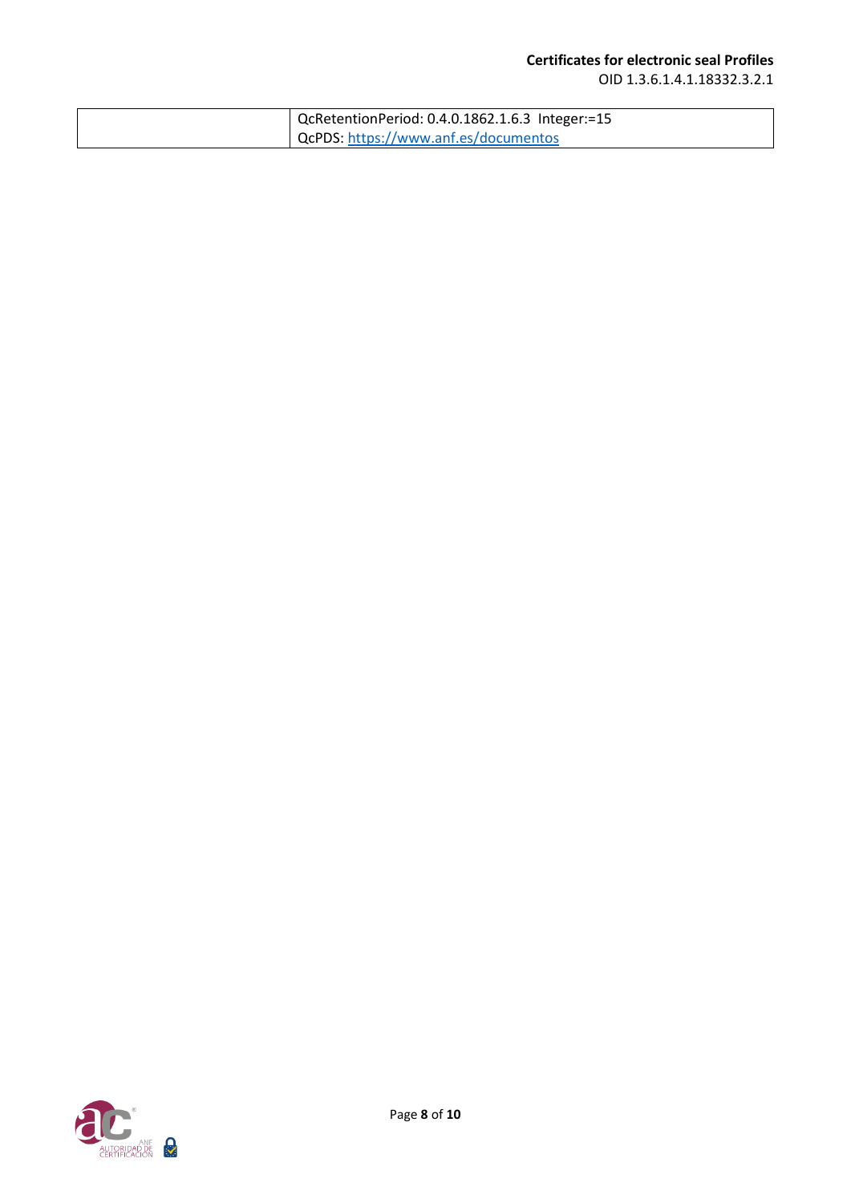| | |
|---|---|
| | QcRetentionPeriod: 0.4.0.1862.1.6.3 Integer:=15<br>QcPDS: https://www.anf.es/documentos |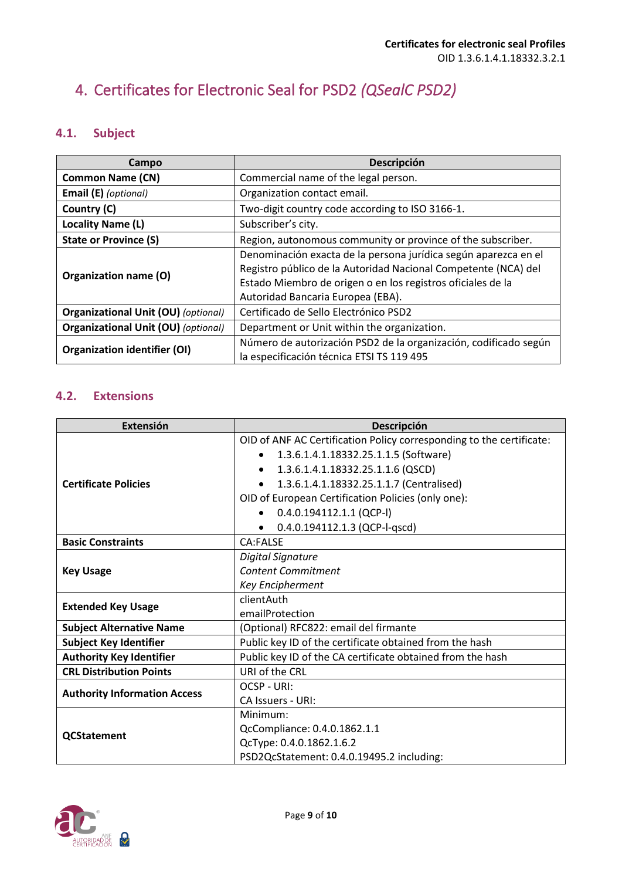# 4. Certificates for Electronic Seal for PSD2 *(QSealC PSD2)*

## 4.1. Subject

| Campo | Descripción |
|---|---|
| **Common Name (CN)** | Commercial name of the legal person. |
| **Email (E)** *(optional)* | Organization contact email. |
| **Country (C)** | Two-digit country code according to ISO 3166-1. |
| **Locality Name (L)** | Subscriber's city. |
| **State or Province (S)** | Region, autonomous community or province of the subscriber. |
| **Organization name (O)** | Denominación exacta de la persona jurídica según aparezca en el Registro público de la Autoridad Nacional Competente (NCA) del Estado Miembro de origen o en los registros oficiales de la Autoridad Bancaria Europea (EBA). |
| **Organizational Unit (OU)** *(optional)* | Certificado de Sello Electrónico PSD2 |
| **Organizational Unit (OU)** *(optional)* | Department or Unit within the organization. |
| **Organization identifier (OI)** | Número de autorización PSD2 de la organización, codificado según la especificación técnica ETSI TS 119 495 |

## 4.2. Extensions

| Extensión | Descripción |
|---|---|
| **Certificate Policies** | OID of ANF AC Certification Policy corresponding to the certificate:<br>• 1.3.6.1.4.1.18332.25.1.1.5 (Software)<br>• 1.3.6.1.4.1.18332.25.1.1.6 (QSCD)<br>• 1.3.6.1.4.1.18332.25.1.1.7 (Centralised)<br>OID of European Certification Policies (only one):<br>• 0.4.0.194112.1.1 (QCP-l)<br>• 0.4.0.194112.1.3 (QCP-l-qscd) |
| **Basic Constraints** | CA:FALSE |
| **Key Usage** | *Digital Signature*<br>*Content Commitment*<br>*Key Encipherment* |
| **Extended Key Usage** | clientAuth<br>emailProtection |
| **Subject Alternative Name** | (Optional) RFC822: email del firmante |
| **Subject Key Identifier** | Public key ID of the certificate obtained from the hash |
| **Authority Key Identifier** | Public key ID of the CA certificate obtained from the hash |
| **CRL Distribution Points** | URI of the CRL |
| **Authority Information Access** | OCSP - URI:<br>CA Issuers - URI: |
| **QCStatement** | Minimum:<br>QcCompliance: 0.4.0.1862.1.1<br>QcType: 0.4.0.1862.1.6.2<br>PSD2QcStatement: 0.4.0.19495.2 including: |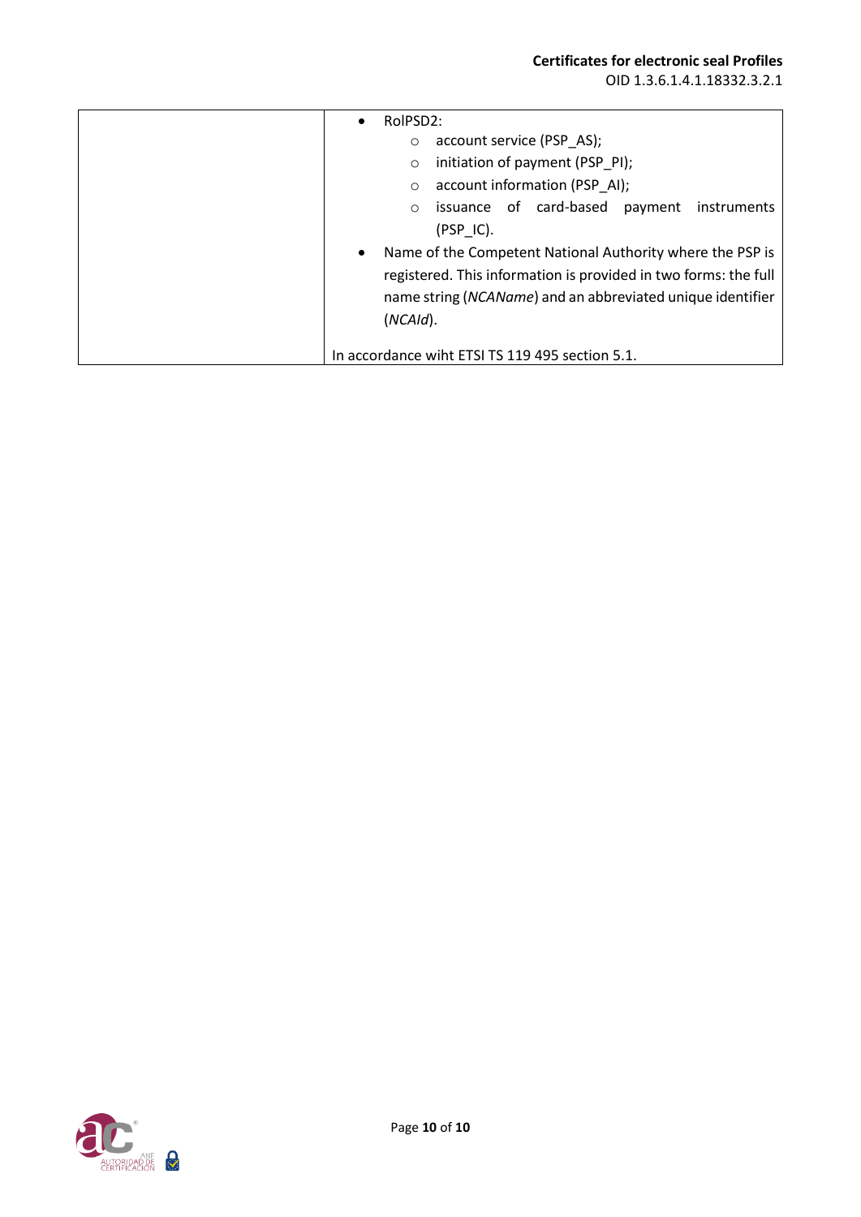| | |
|---|---|
| | • RolPSD2:<br>  ○ account service (PSP_AS);<br>  ○ initiation of payment (PSP_PI);<br>  ○ account information (PSP_AI);<br>  ○ issuance of card-based payment instruments (PSP_IC).<br>• Name of the Competent National Authority where the PSP is registered. This information is provided in two forms: the full name string (*NCAName*) and an abbreviated unique identifier (*NCAId*).<br><br>In accordance wiht ETSI TS 119 495 section 5.1. |